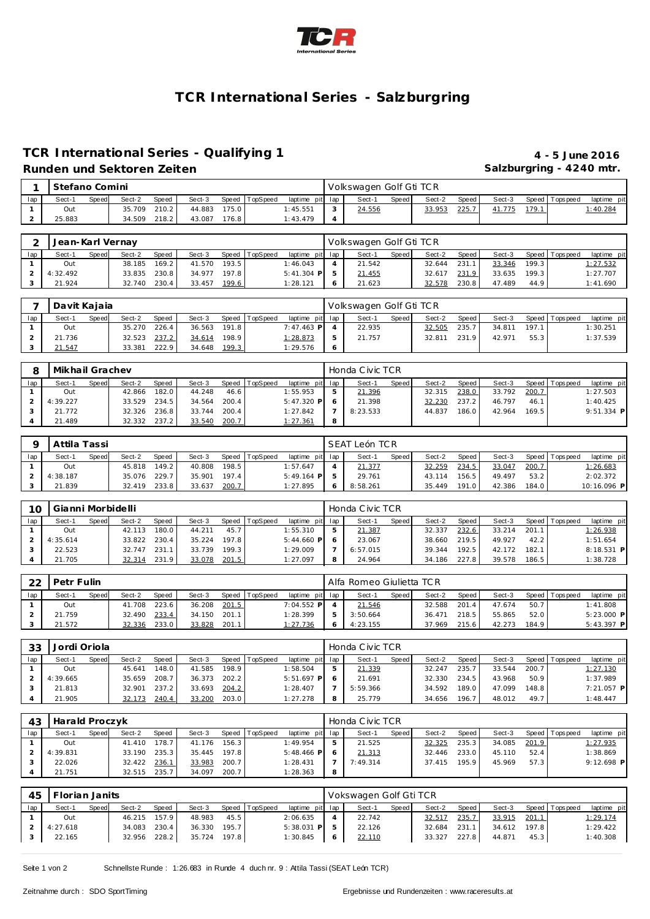# TCR International Series - Salzburgring

## TCR International Series - Qualifying 1

**4 - 5 June 2016**

### Runden und Sektoren Zeiten

**Salzburgring - 4240 mtr.**

| 1 | Stefano Comini | | | | | | | | Volkswagen Golf Gti TCR | | | | | | | | |
|---|---|---|---|---|---|---|---|---|---|---|---|---|---|---|---|---|---|
| lap | Sect-1 | Speed | Sect-2 | Speed | Sect-3 | Speed | TopSpeed | laptime pit | lap | Sect-1 | Speed | Sect-2 | Speed | Sect-3 | Speed | Topspeed | laptime pit |
| 1 | Out | | 35.709 | 210.2 | 44.883 | 175.0 | | 1:45.551 | 3 | 24.556 | | 33.953 | 225.7 | 41.775 | 179.1 | | 1:40.284 |
| 2 | 25.883 | | 34.509 | 218.2 | 43.087 | 176.8 | | 1:43.479 | 4 | | | | | | | | |

| 2 | Jean-Karl Vernay | | | | | | | | Volkswagen Golf Gti TCR | | | | | | | | |
|---|---|---|---|---|---|---|---|---|---|---|---|---|---|---|---|---|---|
| lap | Sect-1 | Speed | Sect-2 | Speed | Sect-3 | Speed | TopSpeed | laptime pit | lap | Sect-1 | Speed | Sect-2 | Speed | Sect-3 | Speed | Topspeed | laptime pit |
| 1 | Out | | 38.185 | 169.2 | 41.570 | 193.5 | | 1:46.043 | 4 | 21.542 | | 32.644 | 231.1 | 33.346 | 199.3 | | 1:27.532 |
| 2 | 4:32.492 | | 33.835 | 230.8 | 34.977 | 197.8 | | 5:41.304 P | 5 | 21.455 | | 32.617 | 231.9 | 33.635 | 199.3 | | 1:27.707 |
| 3 | 21.924 | | 32.740 | 230.4 | 33.457 | 199.6 | | 1:28.121 | 6 | 21.623 | | 32.578 | 230.8 | 47.489 | 44.9 | | 1:41.690 |

| 7 | Davit Kajaia | | | | | | | | Volkswagen Golf Gti TCR | | | | | | | | |
|---|---|---|---|---|---|---|---|---|---|---|---|---|---|---|---|---|---|
| lap | Sect-1 | Speed | Sect-2 | Speed | Sect-3 | Speed | TopSpeed | laptime pit | lap | Sect-1 | Speed | Sect-2 | Speed | Sect-3 | Speed | Topspeed | laptime pit |
| 1 | Out | | 35.270 | 226.4 | 36.563 | 191.8 | | 7:47.463 P | 4 | 22.935 | | 32.505 | 235.7 | 34.811 | 197.1 | | 1:30.251 |
| 2 | 21.736 | | 32.523 | 237.2 | 34.614 | 198.9 | | 1:28.873 | 5 | 21.757 | | 32.811 | 231.9 | 42.971 | 55.3 | | 1:37.539 |
| 3 | 21.547 | | 33.381 | 222.9 | 34.648 | 199.3 | | 1:29.576 | 6 | | | | | | | | |

| 8 | Mikhail Grachev | | | | | | | | Honda Civic TCR | | | | | | | | |
|---|---|---|---|---|---|---|---|---|---|---|---|---|---|---|---|---|---|
| lap | Sect-1 | Speed | Sect-2 | Speed | Sect-3 | Speed | TopSpeed | laptime pit | lap | Sect-1 | Speed | Sect-2 | Speed | Sect-3 | Speed | Topspeed | laptime pit |
| 1 | Out | | 42.866 | 182.0 | 44.248 | 46.6 | | 1:55.953 | 5 | 21.396 | | 32.315 | 238.0 | 33.792 | 200.7 | | 1:27.503 |
| 2 | 4:39.227 | | 33.529 | 234.5 | 34.564 | 200.4 | | 5:47.320 P | 6 | 21.398 | | 32.230 | 237.2 | 46.797 | 46.1 | | 1:40.425 |
| 3 | 21.772 | | 32.326 | 236.8 | 33.744 | 200.4 | | 1:27.842 | 7 | 8:23.533 | | 44.837 | 186.0 | 42.964 | 169.5 | | 9:51.334 P |
| 4 | 21.489 | | 32.332 | 237.2 | 33.540 | 200.7 | | 1:27.361 | 8 | | | | | | | | |

| 9 | Attila Tassi | | | | | | | | SEAT León TCR | | | | | | | | |
|---|---|---|---|---|---|---|---|---|---|---|---|---|---|---|---|---|---|
| lap | Sect-1 | Speed | Sect-2 | Speed | Sect-3 | Speed | TopSpeed | laptime pit | lap | Sect-1 | Speed | Sect-2 | Speed | Sect-3 | Speed | Topspeed | laptime pit |
| 1 | Out | | 45.818 | 149.2 | 40.808 | 198.5 | | 1:57.647 | 4 | 21.377 | | 32.259 | 234.5 | 33.047 | 200.7 | | 1:26.683 |
| 2 | 4:38.187 | | 35.076 | 229.7 | 35.901 | 197.4 | | 5:49.164 P | 5 | 29.761 | | 43.114 | 156.5 | 49.497 | 53.2 | | 2:02.372 |
| 3 | 21.839 | | 32.419 | 233.8 | 33.637 | 200.7 | | 1:27.895 | 6 | 8:58.261 | | 35.449 | 191.0 | 42.386 | 184.0 | | 10:16.096 P |

| 10 | Gianni Morbidelli | | | | | | | | Honda Civic TCR | | | | | | | | |
|---|---|---|---|---|---|---|---|---|---|---|---|---|---|---|---|---|---|
| lap | Sect-1 | Speed | Sect-2 | Speed | Sect-3 | Speed | TopSpeed | laptime pit | lap | Sect-1 | Speed | Sect-2 | Speed | Sect-3 | Speed | Topspeed | laptime pit |
| 1 | Out | | 42.113 | 180.0 | 44.211 | 45.7 | | 1:55.310 | 5 | 21.387 | | 32.337 | 232.6 | 33.214 | 201.1 | | 1:26.938 |
| 2 | 4:35.614 | | 33.822 | 230.4 | 35.224 | 197.8 | | 5:44.660 P | 6 | 23.067 | | 38.660 | 219.5 | 49.927 | 42.2 | | 1:51.654 |
| 3 | 22.523 | | 32.747 | 231.1 | 33.739 | 199.3 | | 1:29.009 | 7 | 6:57.015 | | 39.344 | 192.5 | 42.172 | 182.1 | | 8:18.531 P |
| 4 | 21.705 | | 32.314 | 231.9 | 33.078 | 201.5 | | 1:27.097 | 8 | 24.964 | | 34.186 | 227.8 | 39.578 | 186.5 | | 1:38.728 |

| 22 | Petr Fulin | | | | | | | | Alfa Romeo Giulietta TCR | | | | | | | | |
|---|---|---|---|---|---|---|---|---|---|---|---|---|---|---|---|---|---|
| lap | Sect-1 | Speed | Sect-2 | Speed | Sect-3 | Speed | TopSpeed | laptime pit | lap | Sect-1 | Speed | Sect-2 | Speed | Sect-3 | Speed | Topspeed | laptime pit |
| 1 | Out | | 41.708 | 223.6 | 36.208 | 201.5 | | 7:04.552 P | 4 | 21.546 | | 32.588 | 201.4 | 47.674 | 50.7 | | 1:41.808 |
| 2 | 21.759 | | 32.490 | 233.4 | 34.150 | 201.1 | | 1:28.399 | 5 | 3:50.664 | | 36.471 | 218.5 | 55.865 | 52.0 | | 5:23.000 P |
| 3 | 21.572 | | 32.336 | 233.0 | 33.828 | 201.1 | | 1:27.736 | 6 | 4:23.155 | | 37.969 | 215.6 | 42.273 | 184.9 | | 5:43.397 P |

| 33 | Jordi Oriola | | | | | | | | Honda Civic TCR | | | | | | | | |
|---|---|---|---|---|---|---|---|---|---|---|---|---|---|---|---|---|---|
| lap | Sect-1 | Speed | Sect-2 | Speed | Sect-3 | Speed | TopSpeed | laptime pit | lap | Sect-1 | Speed | Sect-2 | Speed | Sect-3 | Speed | Topspeed | laptime pit |
| 1 | Out | | 45.641 | 148.0 | 41.585 | 198.9 | | 1:58.504 | 5 | 21.339 | | 32.247 | 235.7 | 33.544 | 200.7 | | 1:27.130 |
| 2 | 4:39.665 | | 35.659 | 208.7 | 36.373 | 202.2 | | 5:51.697 P | 6 | 21.691 | | 32.330 | 234.5 | 43.968 | 50.9 | | 1:37.989 |
| 3 | 21.813 | | 32.901 | 237.2 | 33.693 | 204.2 | | 1:28.407 | 7 | 5:59.366 | | 34.592 | 189.0 | 47.099 | 148.8 | | 7:21.057 P |
| 4 | 21.905 | | 32.173 | 240.4 | 33.200 | 203.0 | | 1:27.278 | 8 | 25.779 | | 34.656 | 196.7 | 48.012 | 49.7 | | 1:48.447 |

| 43 | Harald Proczyk | | | | | | | | Honda Civic TCR | | | | | | | | |
|---|---|---|---|---|---|---|---|---|---|---|---|---|---|---|---|---|---|
| lap | Sect-1 | Speed | Sect-2 | Speed | Sect-3 | Speed | TopSpeed | laptime pit | lap | Sect-1 | Speed | Sect-2 | Speed | Sect-3 | Speed | Topspeed | laptime pit |
| 1 | Out | | 41.410 | 178.7 | 41.176 | 156.3 | | 1:49.954 | 5 | 21.525 | | 32.325 | 235.3 | 34.085 | 201.9 | | 1:27.935 |
| 2 | 4:39.831 | | 33.190 | 235.3 | 35.445 | 197.8 | | 5:48.466 P | 6 | 21.313 | | 32.446 | 233.0 | 45.110 | 52.4 | | 1:38.869 |
| 3 | 22.026 | | 32.422 | 236.1 | 33.983 | 200.7 | | 1:28.431 | 7 | 7:49.314 | | 37.415 | 195.9 | 45.969 | 57.3 | | 9:12.698 P |
| 4 | 21.751 | | 32.515 | 235.7 | 34.097 | 200.7 | | 1:28.363 | 8 | | | | | | | | |

| 45 | Florian Janits | | | | | | | | Vokswagen Golf Gti TCR | | | | | | | | |
|---|---|---|---|---|---|---|---|---|---|---|---|---|---|---|---|---|---|
| lap | Sect-1 | Speed | Sect-2 | Speed | Sect-3 | Speed | TopSpeed | laptime pit | lap | Sect-1 | Speed | Sect-2 | Speed | Sect-3 | Speed | Topspeed | laptime pit |
| 1 | Out | | 46.215 | 157.9 | 48.983 | 45.5 | | 2:06.635 | 4 | 22.742 | | 32.517 | 235.7 | 33.915 | 201.1 | | 1:29.174 |
| 2 | 4:27.618 | | 34.083 | 230.4 | 36.330 | 195.7 | | 5:38.031 P | 5 | 22.126 | | 32.684 | 231.1 | 34.612 | 197.8 | | 1:29.422 |
| 3 | 22.165 | | 32.956 | 228.2 | 35.724 | 197.8 | | 1:30.845 | 6 | 22.110 | | 33.327 | 227.8 | 44.871 | 45.3 | | 1:40.308 |

Schnellste Runde : 1:26.683 in Runde 4 duch nr. 9 : Attila Tassi (SEAT León TCR)

Zeitnahme durch : SDO SportTiming

Ergebnisse und Rundenzeiten : www.raceresults.at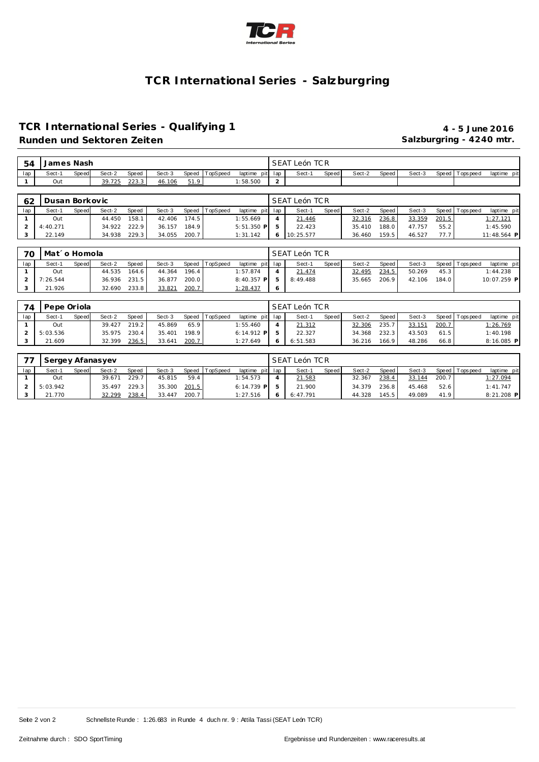# TCR International Series - Salzburgring

## TCR International Series - Qualifying 1

**Runden und Sektoren Zeiten**

**4 - 5 June 2016**

**Salzburgring - 4240 mtr.**

| 54 | James Nash | | | | | | | | SEAT León TCR | | | | | | | | |
|---|---|---|---|---|---|---|---|---|---|---|---|---|---|---|---|---|---|
| lap | Sect-1 | Speed | Sect-2 | Speed | Sect-3 | Speed | TopSpeed | laptime pit | lap | Sect-1 | Speed | Sect-2 | Speed | Sect-3 | Speed | Topspeed | laptime pit |
| 1 | Out | | 39.725 | 223.3 | 46.106 | 51.9 | | 1:58.500 | 2 | | | | | | | | |

| 62 | Dusan Borkovic | | | | | | | | SEAT León TCR | | | | | | | | |
|---|---|---|---|---|---|---|---|---|---|---|---|---|---|---|---|---|---|
| lap | Sect-1 | Speed | Sect-2 | Speed | Sect-3 | Speed | TopSpeed | laptime pit | lap | Sect-1 | Speed | Sect-2 | Speed | Sect-3 | Speed | Topspeed | laptime pit |
| 1 | Out | | 44.450 | 158.1 | 42.406 | 174.5 | | 1:55.669 | 4 | 21.446 | | 32.316 | 236.8 | 33.359 | 201.5 | | 1:27.121 |
| 2 | 4:40.271 | | 34.922 | 222.9 | 36.157 | 184.9 | | 5:51.350 P | 5 | 22.423 | | 35.410 | 188.0 | 47.757 | 55.2 | | 1:45.590 |
| 3 | 22.149 | | 34.938 | 229.3 | 34.055 | 200.7 | | 1:31.142 | 6 | 10:25.577 | | 36.460 | 159.5 | 46.527 | 77.7 | | 11:48.564 P |

| 70 | Mat´o Homola | | | | | | | | SEAT León TCR | | | | | | | | |
|---|---|---|---|---|---|---|---|---|---|---|---|---|---|---|---|---|---|
| lap | Sect-1 | Speed | Sect-2 | Speed | Sect-3 | Speed | TopSpeed | laptime pit | lap | Sect-1 | Speed | Sect-2 | Speed | Sect-3 | Speed | Topspeed | laptime pit |
| 1 | Out | | 44.535 | 164.6 | 44.364 | 196.4 | | 1:57.874 | 4 | 21.474 | | 32.495 | 234.5 | 50.269 | 45.3 | | 1:44.238 |
| 2 | 7:26.544 | | 36.936 | 231.5 | 36.877 | 200.0 | | 8:40.357 P | 5 | 8:49.488 | | 35.665 | 206.9 | 42.106 | 184.0 | | 10:07.259 P |
| 3 | 21.926 | | 32.690 | 233.8 | 33.821 | 200.7 | | 1:28.437 | 6 | | | | | | | | |

| 74 | Pepe Oriola | | | | | | | | SEAT León TCR | | | | | | | | |
|---|---|---|---|---|---|---|---|---|---|---|---|---|---|---|---|---|---|
| lap | Sect-1 | Speed | Sect-2 | Speed | Sect-3 | Speed | TopSpeed | laptime pit | lap | Sect-1 | Speed | Sect-2 | Speed | Sect-3 | Speed | Topspeed | laptime pit |
| 1 | Out | | 39.427 | 219.2 | 45.869 | 65.9 | | 1:55.460 | 4 | 21.312 | | 32.306 | 235.7 | 33.151 | 200.7 | | 1:26.769 |
| 2 | 5:03.536 | | 35.975 | 230.4 | 35.401 | 198.9 | | 6:14.912 P | 5 | 22.327 | | 34.368 | 232.3 | 43.503 | 61.5 | | 1:40.198 |
| 3 | 21.609 | | 32.399 | 236.5 | 33.641 | 200.7 | | 1:27.649 | 6 | 6:51.583 | | 36.216 | 166.9 | 48.286 | 66.8 | | 8:16.085 P |

| 77 | Sergey Afanasyev | | | | | | | | SEAT León TCR | | | | | | | | |
|---|---|---|---|---|---|---|---|---|---|---|---|---|---|---|---|---|---|
| lap | Sect-1 | Speed | Sect-2 | Speed | Sect-3 | Speed | TopSpeed | laptime pit | lap | Sect-1 | Speed | Sect-2 | Speed | Sect-3 | Speed | Topspeed | laptime pit |
| 1 | Out | | 39.671 | 229.7 | 45.815 | 59.4 | | 1:54.573 | 4 | 21.583 | | 32.367 | 238.4 | 33.144 | 200.7 | | 1:27.094 |
| 2 | 5:03.942 | | 35.497 | 229.3 | 35.300 | 201.5 | | 6:14.739 P | 5 | 21.900 | | 34.379 | 236.8 | 45.468 | 52.6 | | 1:41.747 |
| 3 | 21.770 | | 32.299 | 238.4 | 33.447 | 200.7 | | 1:27.516 | 6 | 6:47.791 | | 44.328 | 145.5 | 49.089 | 41.9 | | 8:21.208 P |

Schnellste Runde : 1:26.683 in Runde 4 duch nr. 9 : Attila Tassi (SEAT León TCR)

Zeitnahme durch : SDO SportTiming

Ergebnisse und Rundenzeiten : www.raceresults.at